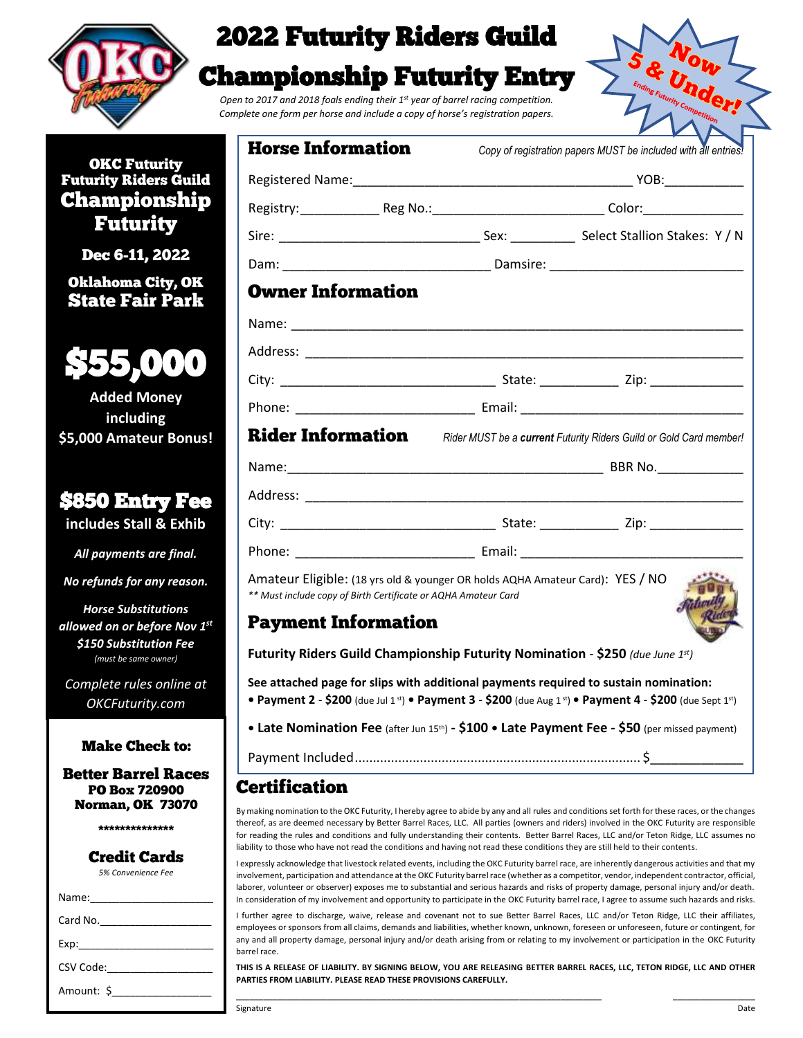# 2022 Futurity Riders Guild Championship Futurity Entry

*Open to 2017 and 2018 foals ending their 1st year of barrel racing competition.*
*Complete one form per horse and include a copy of horse's registration papers.*

**Now 5 & Under!** *Ending Futurity Competition*

**OKC Futurity**
**Futurity Riders Guild**
**Championship Futurity**

**Dec 6-11, 2022**

**Oklahoma City, OK**
**State Fair Park**

**$55,000**
**Added Money including $5,000 Amateur Bonus!**

**$850 Entry Fee**
**includes Stall & Exhib**

***All payments are final.***

***No refunds for any reason.***

***Horse Substitutions allowed on or before Nov 1st***
***$150 Substitution Fee***
*(must be same owner)*

*Complete rules online at OKCFuturity.com*

**Make Check to:**

**Better Barrel Races**
**PO Box 720900**
**Norman, OK 73070**

**\*\*\*\*\*\*\*\*\*\*\*\*\*\***

**Credit Cards**
*5% Convenience Fee*

Name:____________________

Card No.__________________

Exp:______________________

CSV Code:_________________

Amount: $________________

## Horse Information

*Copy of registration papers MUST be included with all entries!*

Registered Name:______________________________________ YOB:__________

Registry:__________ Reg No.:______________________ Color:_____________

Sire: __________________________ Sex: ________ Select Stallion Stakes: Y / N

Dam: ___________________________ Damsire: _________________________

## Owner Information

Name: ____________________________________________________________

Address: __________________________________________________________

City: ____________________________ State: __________ Zip: ____________

Phone: _______________________ Email: _____________________________

## Rider Information

*Rider MUST be a **current** Futurity Riders Guild or Gold Card member!*

Name:__________________________________________ BBR No.___________

Address: __________________________________________________________

City: ____________________________ State: __________ Zip: ____________

Phone: _______________________ Email: _____________________________

Amateur Eligible: (18 yrs old & younger OR holds AQHA Amateur Card): YES / NO
*\*\* Must include copy of Birth Certificate or AQHA Amateur Card*

## Payment Information

**Futurity Riders Guild Championship Futurity Nomination - $250** *(due June 1st)*

**See attached page for slips with additional payments required to sustain nomination:**
**• Payment 2 - $200** (due Jul 1st) **• Payment 3 - $200** (due Aug 1st) **• Payment 4 - $200** (due Sept 1st)

**• Late Nomination Fee** (after Jun 15th) **- $100 • Late Payment Fee - $50** (per missed payment)

Payment Included............................................................................ $____________

## Certification

By making nomination to the OKC Futurity, I hereby agree to abide by any and all rules and conditions set forth for these races, or the changes thereof, as are deemed necessary by Better Barrel Races, LLC. All parties (owners and riders) involved in the OKC Futurity are responsible for reading the rules and conditions and fully understanding their contents. Better Barrel Races, LLC and/or Teton Ridge, LLC assumes no liability to those who have not read the conditions and having not read these conditions they are still held to their contents.

I expressly acknowledge that livestock related events, including the OKC Futurity barrel race, are inherently dangerous activities and that my involvement, participation and attendance at the OKC Futurity barrel race (whether as a competitor, vendor, independent contractor, official, laborer, volunteer or observer) exposes me to substantial and serious hazards and risks of property damage, personal injury and/or death. In consideration of my involvement and opportunity to participate in the OKC Futurity barrel race, I agree to assume such hazards and risks.

I further agree to discharge, waive, release and covenant not to sue Better Barrel Races, LLC and/or Teton Ridge, LLC their affiliates, employees or sponsors from all claims, demands and liabilities, whether known, unknown, foreseen or unforeseen, future or contingent, for any and all property damage, personal injury and/or death arising from or relating to my involvement or participation in the OKC Futurity barrel race.

**THIS IS A RELEASE OF LIABILITY. BY SIGNING BELOW, YOU ARE RELEASING BETTER BARREL RACES, LLC, TETON RIDGE, LLC AND OTHER PARTIES FROM LIABILITY. PLEASE READ THESE PROVISIONS CAREFULLY.**

_____________________________________________ ______________

Signature Date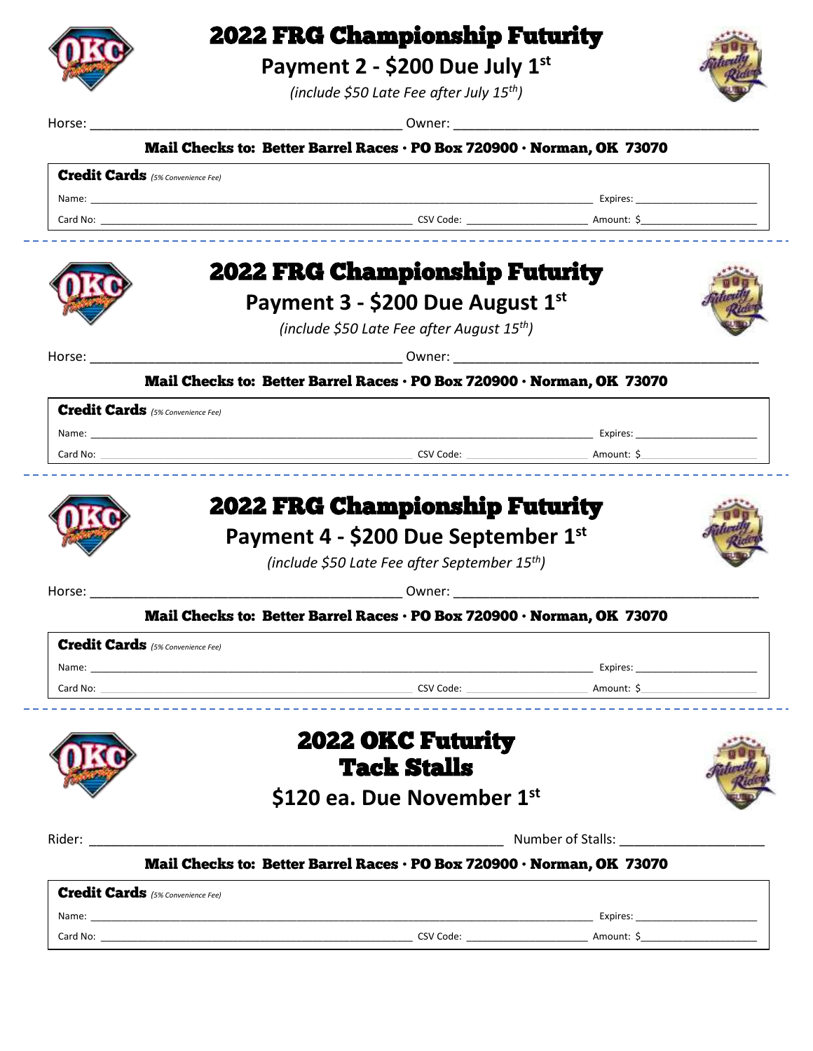# 2022 FRG Championship Futurity

## Payment 2 - $200 Due July 1st

*(include $50 Late Fee after July 15th)*

Horse: ___________________________________________ Owner: ___________________________________________

**Mail Checks to: Better Barrel Races · PO Box 720900 · Norman, OK 73070**

**Credit Cards** *(5% Convenience Fee)*

Name: ___________________________________________ Expires: ____________________

Card No: ___________________________________________ CSV Code: ____________________ Amount: $____________________

---

# 2022 FRG Championship Futurity

## Payment 3 - $200 Due August 1st

*(include $50 Late Fee after August 15th)*

Horse: ___________________________________________ Owner: ___________________________________________

**Mail Checks to: Better Barrel Races · PO Box 720900 · Norman, OK 73070**

**Credit Cards** *(5% Convenience Fee)*

Name: ___________________________________________ Expires: ____________________

Card No: ___________________________________________ CSV Code: ____________________ Amount: $____________________

---

# 2022 FRG Championship Futurity

## Payment 4 - $200 Due September 1st

*(include $50 Late Fee after September 15th)*

Horse: ___________________________________________ Owner: ___________________________________________

**Mail Checks to: Better Barrel Races · PO Box 720900 · Norman, OK 73070**

**Credit Cards** *(5% Convenience Fee)*

Name: ___________________________________________ Expires: ____________________

Card No: ___________________________________________ CSV Code: ____________________ Amount: $____________________

---

# 2022 OKC Futurity Tack Stalls

## $120 ea. Due November 1st

Rider: ___________________________________________ Number of Stalls: ____________________

**Mail Checks to: Better Barrel Races · PO Box 720900 · Norman, OK 73070**

**Credit Cards** *(5% Convenience Fee)*

Name: ___________________________________________ Expires: ____________________

Card No: ___________________________________________ CSV Code: ____________________ Amount: $____________________